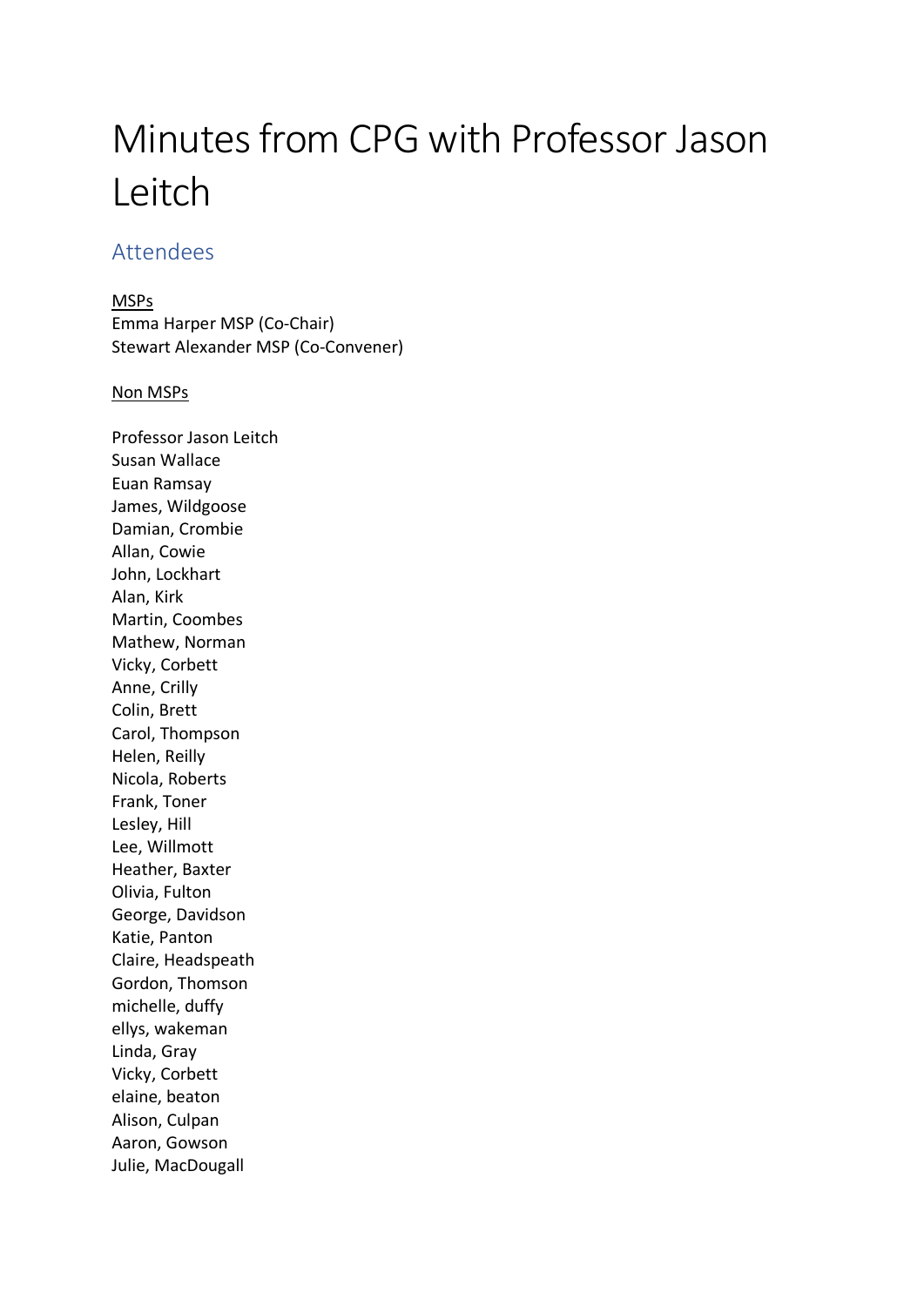# Minutes from CPG with Professor Jason Leitch

## Attendees

<u>MSPs</u>
Emma Harper MSP (Co-Chair)
Stewart Alexander MSP (Co-Convener)

<u>Non MSPs</u>

Professor Jason Leitch
Susan Wallace
Euan Ramsay
James, Wildgoose
Damian, Crombie
Allan, Cowie
John, Lockhart
Alan, Kirk
Martin, Coombes
Mathew, Norman
Vicky, Corbett
Anne, Crilly
Colin, Brett
Carol, Thompson
Helen, Reilly
Nicola, Roberts
Frank, Toner
Lesley, Hill
Lee, Willmott
Heather, Baxter
Olivia, Fulton
George, Davidson
Katie, Panton
Claire, Headspeath
Gordon, Thomson
michelle, duffy
ellys, wakeman
Linda, Gray
Vicky, Corbett
elaine, beaton
Alison, Culpan
Aaron, Gowson
Julie, MacDougall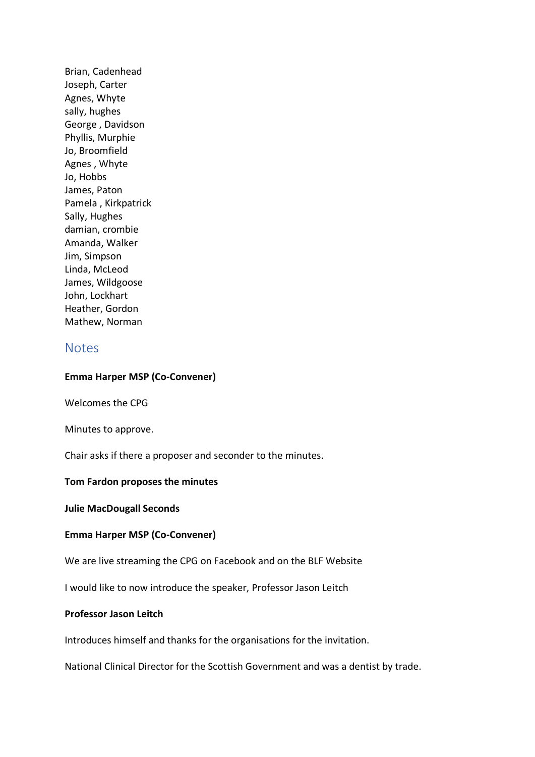Brian, Cadenhead
Joseph, Carter
Agnes, Whyte
sally, hughes
George , Davidson
Phyllis, Murphie
Jo, Broomfield
Agnes , Whyte
Jo, Hobbs
James, Paton
Pamela , Kirkpatrick
Sally, Hughes
damian, crombie
Amanda, Walker
Jim, Simpson
Linda, McLeod
James, Wildgoose
John, Lockhart
Heather, Gordon
Mathew, Norman

## Notes

**Emma Harper MSP (Co-Convener)**

Welcomes the CPG

Minutes to approve.

Chair asks if there a proposer and seconder to the minutes.

**Tom Fardon proposes the minutes**

**Julie MacDougall Seconds**

**Emma Harper MSP (Co-Convener)**

We are live streaming the CPG on Facebook and on the BLF Website

I would like to now introduce the speaker, Professor Jason Leitch

**Professor Jason Leitch**

Introduces himself and thanks for the organisations for the invitation.

National Clinical Director for the Scottish Government and was a dentist by trade.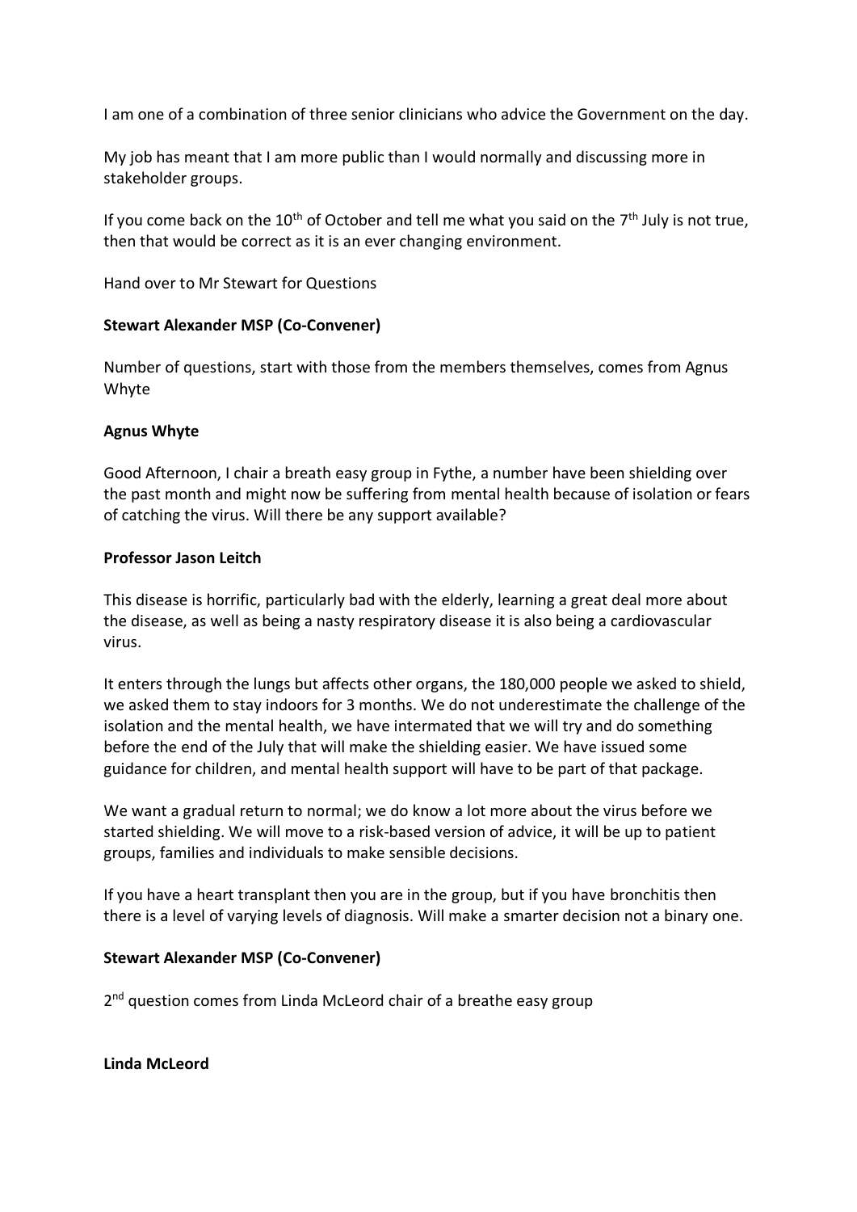I am one of a combination of three senior clinicians who advice the Government on the day.

My job has meant that I am more public than I would normally and discussing more in stakeholder groups.

If you come back on the 10th of October and tell me what you said on the 7th July is not true, then that would be correct as it is an ever changing environment.

Hand over to Mr Stewart for Questions

**Stewart Alexander MSP (Co-Convener)**

Number of questions, start with those from the members themselves, comes from Agnus Whyte

**Agnus Whyte**

Good Afternoon, I chair a breath easy group in Fythe, a number have been shielding over the past month and might now be suffering from mental health because of isolation or fears of catching the virus. Will there be any support available?

**Professor Jason Leitch**

This disease is horrific, particularly bad with the elderly, learning a great deal more about the disease, as well as being a nasty respiratory disease it is also being a cardiovascular virus.

It enters through the lungs but affects other organs, the 180,000 people we asked to shield, we asked them to stay indoors for 3 months. We do not underestimate the challenge of the isolation and the mental health, we have intermated that we will try and do something before the end of the July that will make the shielding easier. We have issued some guidance for children, and mental health support will have to be part of that package.

We want a gradual return to normal; we do know a lot more about the virus before we started shielding. We will move to a risk-based version of advice, it will be up to patient groups, families and individuals to make sensible decisions.

If you have a heart transplant then you are in the group, but if you have bronchitis then there is a level of varying levels of diagnosis. Will make a smarter decision not a binary one.

**Stewart Alexander MSP (Co-Convener)**

2nd question comes from Linda McLeord chair of a breathe easy group

**Linda McLeord**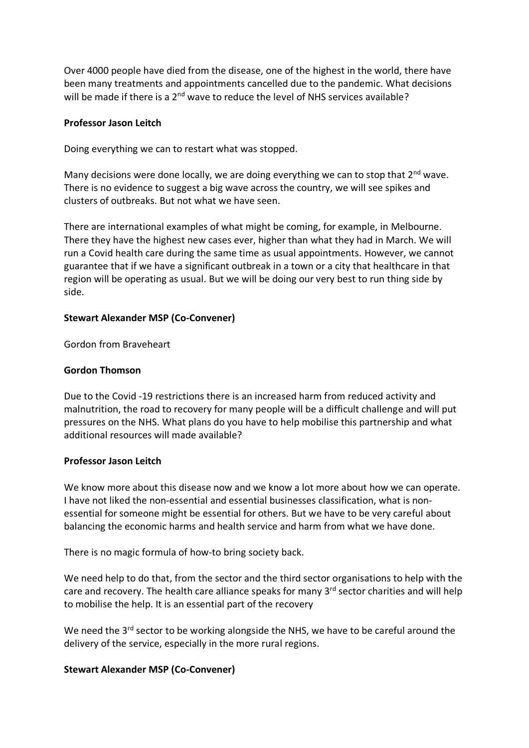Over 4000 people have died from the disease, one of the highest in the world, there have been many treatments and appointments cancelled due to the pandemic. What decisions will be made if there is a 2nd wave to reduce the level of NHS services available?

**Professor Jason Leitch**

Doing everything we can to restart what was stopped.

Many decisions were done locally, we are doing everything we can to stop that 2nd wave. There is no evidence to suggest a big wave across the country, we will see spikes and clusters of outbreaks. But not what we have seen.

There are international examples of what might be coming, for example, in Melbourne. There they have the highest new cases ever, higher than what they had in March. We will run a Covid health care during the same time as usual appointments. However, we cannot guarantee that if we have a significant outbreak in a town or a city that healthcare in that region will be operating as usual. But we will be doing our very best to run thing side by side.

**Stewart Alexander MSP (Co-Convener)**

Gordon from Braveheart

**Gordon Thomson**

Due to the Covid -19 restrictions there is an increased harm from reduced activity and malnutrition, the road to recovery for many people will be a difficult challenge and will put pressures on the NHS. What plans do you have to help mobilise this partnership and what additional resources will made available?

**Professor Jason Leitch**

We know more about this disease now and we know a lot more about how we can operate. I have not liked the non-essential and essential businesses classification, what is non-essential for someone might be essential for others. But we have to be very careful about balancing the economic harms and health service and harm from what we have done.

There is no magic formula of how-to bring society back.

We need help to do that, from the sector and the third sector organisations to help with the care and recovery. The health care alliance speaks for many 3rd sector charities and will help to mobilise the help. It is an essential part of the recovery

We need the 3rd sector to be working alongside the NHS, we have to be careful around the delivery of the service, especially in the more rural regions.

**Stewart Alexander MSP (Co-Convener)**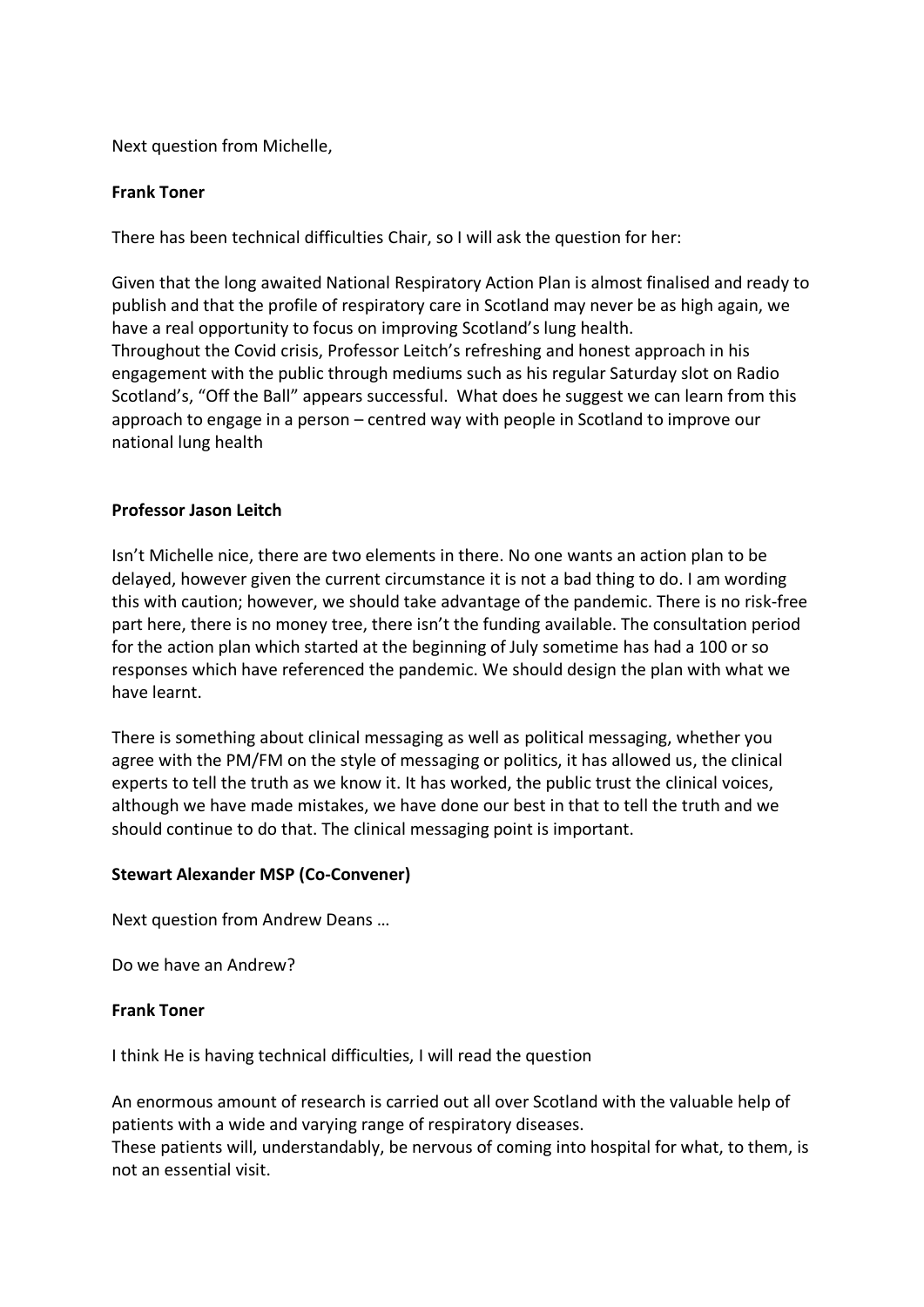Next question from Michelle,

**Frank Toner**

There has been technical difficulties Chair, so I will ask the question for her:

Given that the long awaited National Respiratory Action Plan is almost finalised and ready to publish and that the profile of respiratory care in Scotland may never be as high again, we have a real opportunity to focus on improving Scotland's lung health.
Throughout the Covid crisis, Professor Leitch's refreshing and honest approach in his engagement with the public through mediums such as his regular Saturday slot on Radio Scotland's, "Off the Ball" appears successful. What does he suggest we can learn from this approach to engage in a person – centred way with people in Scotland to improve our national lung health

**Professor Jason Leitch**

Isn't Michelle nice, there are two elements in there. No one wants an action plan to be delayed, however given the current circumstance it is not a bad thing to do. I am wording this with caution; however, we should take advantage of the pandemic. There is no risk-free part here, there is no money tree, there isn't the funding available. The consultation period for the action plan which started at the beginning of July sometime has had a 100 or so responses which have referenced the pandemic. We should design the plan with what we have learnt.

There is something about clinical messaging as well as political messaging, whether you agree with the PM/FM on the style of messaging or politics, it has allowed us, the clinical experts to tell the truth as we know it. It has worked, the public trust the clinical voices, although we have made mistakes, we have done our best in that to tell the truth and we should continue to do that. The clinical messaging point is important.

**Stewart Alexander MSP (Co-Convener)**

Next question from Andrew Deans …

Do we have an Andrew?

**Frank Toner**

I think He is having technical difficulties, I will read the question

An enormous amount of research is carried out all over Scotland with the valuable help of patients with a wide and varying range of respiratory diseases.
These patients will, understandably, be nervous of coming into hospital for what, to them, is not an essential visit.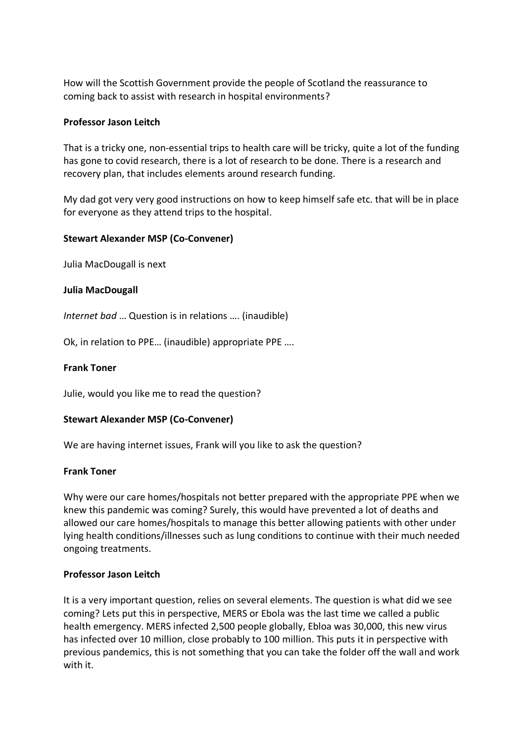How will the Scottish Government provide the people of Scotland the reassurance to coming back to assist with research in hospital environments?

**Professor Jason Leitch**

That is a tricky one, non-essential trips to health care will be tricky, quite a lot of the funding has gone to covid research, there is a lot of research to be done. There is a research and recovery plan, that includes elements around research funding.

My dad got very very good instructions on how to keep himself safe etc. that will be in place for everyone as they attend trips to the hospital.

**Stewart Alexander MSP (Co-Convener)**

Julia MacDougall is next

**Julia MacDougall**

*Internet bad* … Question is in relations …. (inaudible)

Ok, in relation to PPE… (inaudible) appropriate PPE ….

**Frank Toner**

Julie, would you like me to read the question?

**Stewart Alexander MSP (Co-Convener)**

We are having internet issues, Frank will you like to ask the question?

**Frank Toner**

Why were our care homes/hospitals not better prepared with the appropriate PPE when we knew this pandemic was coming? Surely, this would have prevented a lot of deaths and allowed our care homes/hospitals to manage this better allowing patients with other under lying health conditions/illnesses such as lung conditions to continue with their much needed ongoing treatments.

**Professor Jason Leitch**

It is a very important question, relies on several elements. The question is what did we see coming? Lets put this in perspective, MERS or Ebola was the last time we called a public health emergency. MERS infected 2,500 people globally, Ebloa was 30,000, this new virus has infected over 10 million, close probably to 100 million. This puts it in perspective with previous pandemics, this is not something that you can take the folder off the wall and work with it.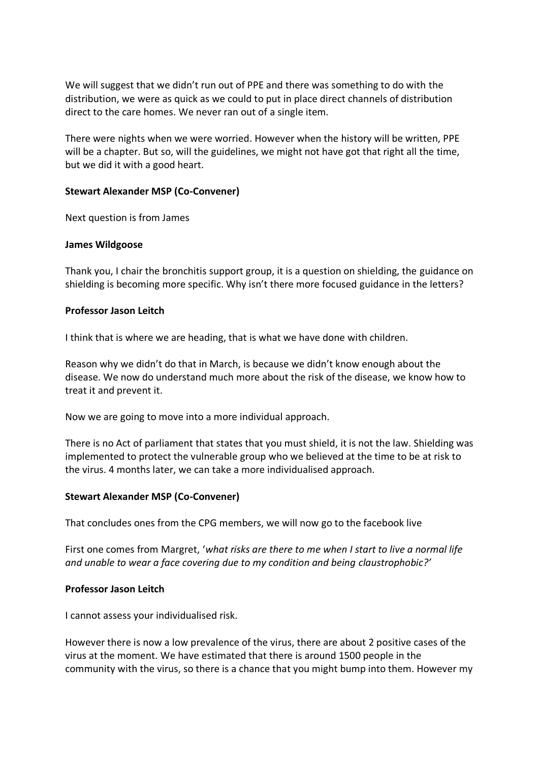We will suggest that we didn't run out of PPE and there was something to do with the distribution, we were as quick as we could to put in place direct channels of distribution direct to the care homes. We never ran out of a single item.

There were nights when we were worried. However when the history will be written, PPE will be a chapter. But so, will the guidelines, we might not have got that right all the time, but we did it with a good heart.

**Stewart Alexander MSP (Co-Convener)**

Next question is from James

**James Wildgoose**

Thank you, I chair the bronchitis support group, it is a question on shielding, the guidance on shielding is becoming more specific. Why isn't there more focused guidance in the letters?

**Professor Jason Leitch**

I think that is where we are heading, that is what we have done with children.

Reason why we didn't do that in March, is because we didn't know enough about the disease. We now do understand much more about the risk of the disease, we know how to treat it and prevent it.

Now we are going to move into a more individual approach.

There is no Act of parliament that states that you must shield, it is not the law. Shielding was implemented to protect the vulnerable group who we believed at the time to be at risk to the virus. 4 months later, we can take a more individualised approach.

**Stewart Alexander MSP (Co-Convener)**

That concludes ones from the CPG members, we will now go to the facebook live

First one comes from Margret, '*what risks are there to me when I start to live a normal life and unable to wear a face covering due to my condition and being claustrophobic?*'

**Professor Jason Leitch**

I cannot assess your individualised risk.

However there is now a low prevalence of the virus, there are about 2 positive cases of the virus at the moment. We have estimated that there is around 1500 people in the community with the virus, so there is a chance that you might bump into them. However my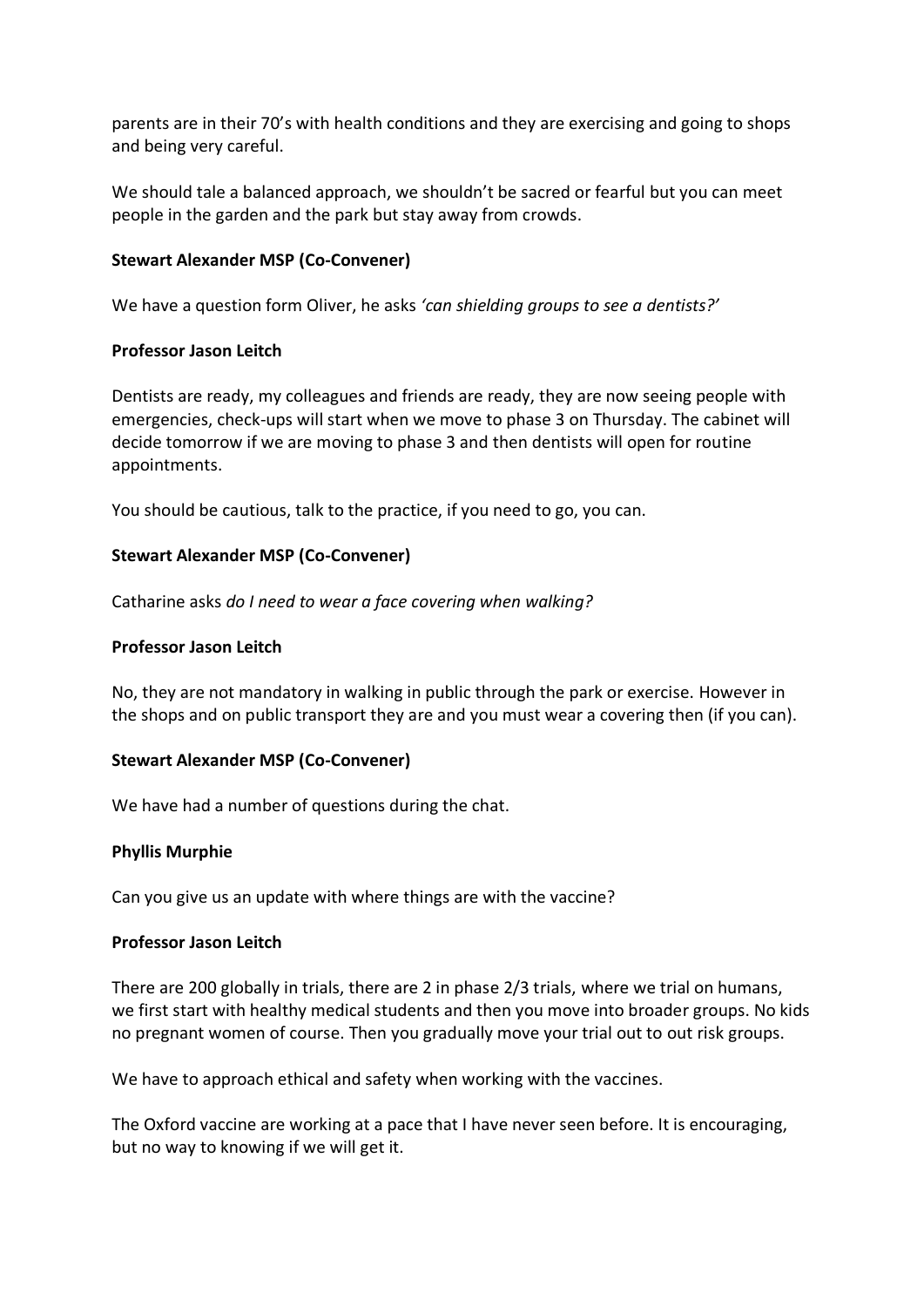parents are in their 70's with health conditions and they are exercising and going to shops and being very careful.

We should tale a balanced approach, we shouldn't be sacred or fearful but you can meet people in the garden and the park but stay away from crowds.

**Stewart Alexander MSP (Co-Convener)**

We have a question form Oliver, he asks *'can shielding groups to see a dentists?'*

**Professor Jason Leitch**

Dentists are ready, my colleagues and friends are ready, they are now seeing people with emergencies, check-ups will start when we move to phase 3 on Thursday. The cabinet will decide tomorrow if we are moving to phase 3 and then dentists will open for routine appointments.

You should be cautious, talk to the practice, if you need to go, you can.

**Stewart Alexander MSP (Co-Convener)**

Catharine asks *do I need to wear a face covering when walking?*

**Professor Jason Leitch**

No, they are not mandatory in walking in public through the park or exercise. However in the shops and on public transport they are and you must wear a covering then (if you can).

**Stewart Alexander MSP (Co-Convener)**

We have had a number of questions during the chat.

**Phyllis Murphie**

Can you give us an update with where things are with the vaccine?

**Professor Jason Leitch**

There are 200 globally in trials, there are 2 in phase 2/3 trials, where we trial on humans, we first start with healthy medical students and then you move into broader groups. No kids no pregnant women of course. Then you gradually move your trial out to out risk groups.

We have to approach ethical and safety when working with the vaccines.

The Oxford vaccine are working at a pace that I have never seen before. It is encouraging, but no way to knowing if we will get it.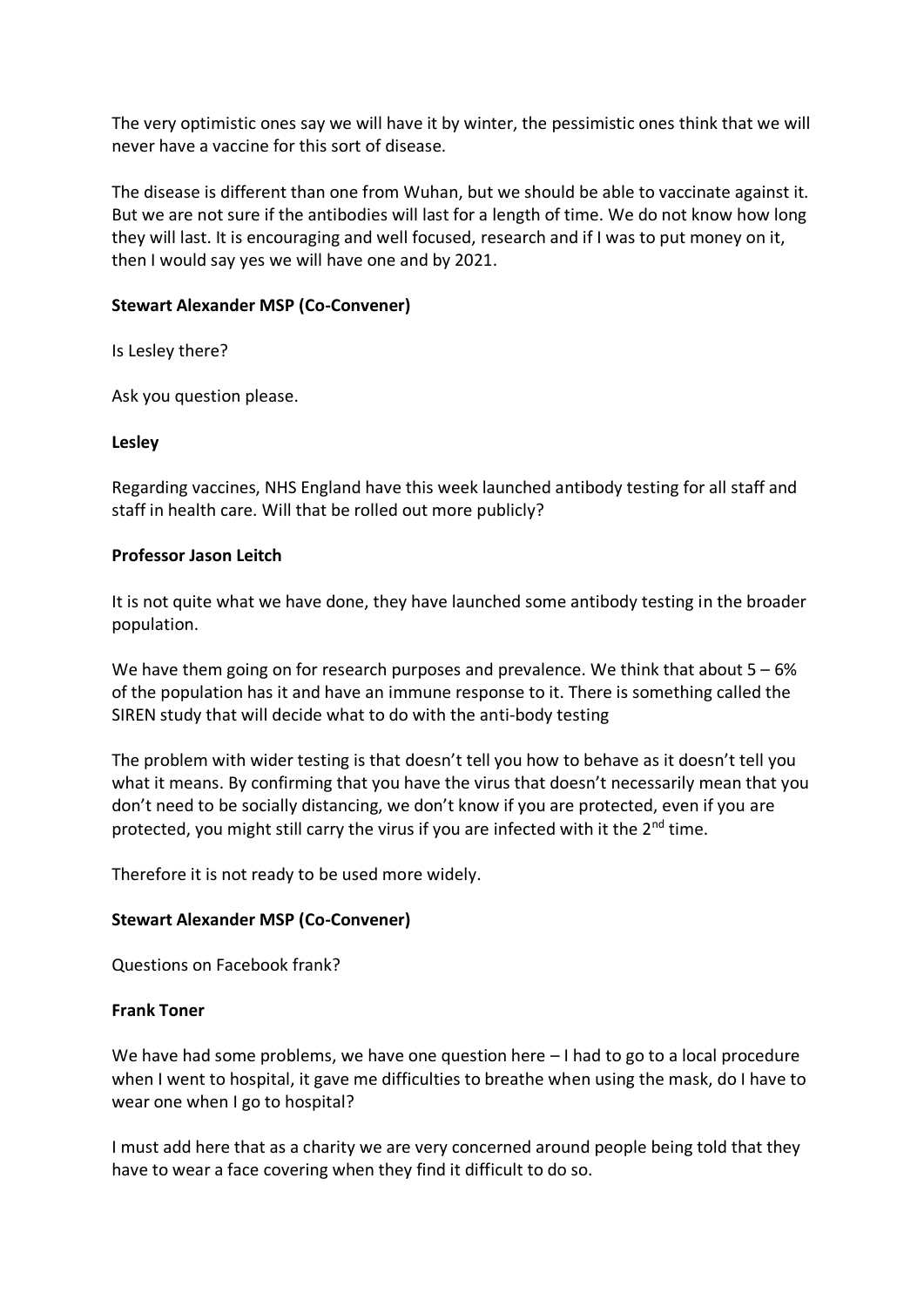The very optimistic ones say we will have it by winter, the pessimistic ones think that we will never have a vaccine for this sort of disease.

The disease is different than one from Wuhan, but we should be able to vaccinate against it. But we are not sure if the antibodies will last for a length of time. We do not know how long they will last. It is encouraging and well focused, research and if I was to put money on it, then I would say yes we will have one and by 2021.

**Stewart Alexander MSP (Co-Convener)**

Is Lesley there?

Ask you question please.

**Lesley**

Regarding vaccines, NHS England have this week launched antibody testing for all staff and staff in health care. Will that be rolled out more publicly?

**Professor Jason Leitch**

It is not quite what we have done, they have launched some antibody testing in the broader population.

We have them going on for research purposes and prevalence. We think that about 5 – 6% of the population has it and have an immune response to it. There is something called the SIREN study that will decide what to do with the anti-body testing

The problem with wider testing is that doesn't tell you how to behave as it doesn't tell you what it means. By confirming that you have the virus that doesn't necessarily mean that you don't need to be socially distancing, we don't know if you are protected, even if you are protected, you might still carry the virus if you are infected with it the 2nd time.

Therefore it is not ready to be used more widely.

**Stewart Alexander MSP (Co-Convener)**

Questions on Facebook frank?

**Frank Toner**

We have had some problems, we have one question here – I had to go to a local procedure when I went to hospital, it gave me difficulties to breathe when using the mask, do I have to wear one when I go to hospital?

I must add here that as a charity we are very concerned around people being told that they have to wear a face covering when they find it difficult to do so.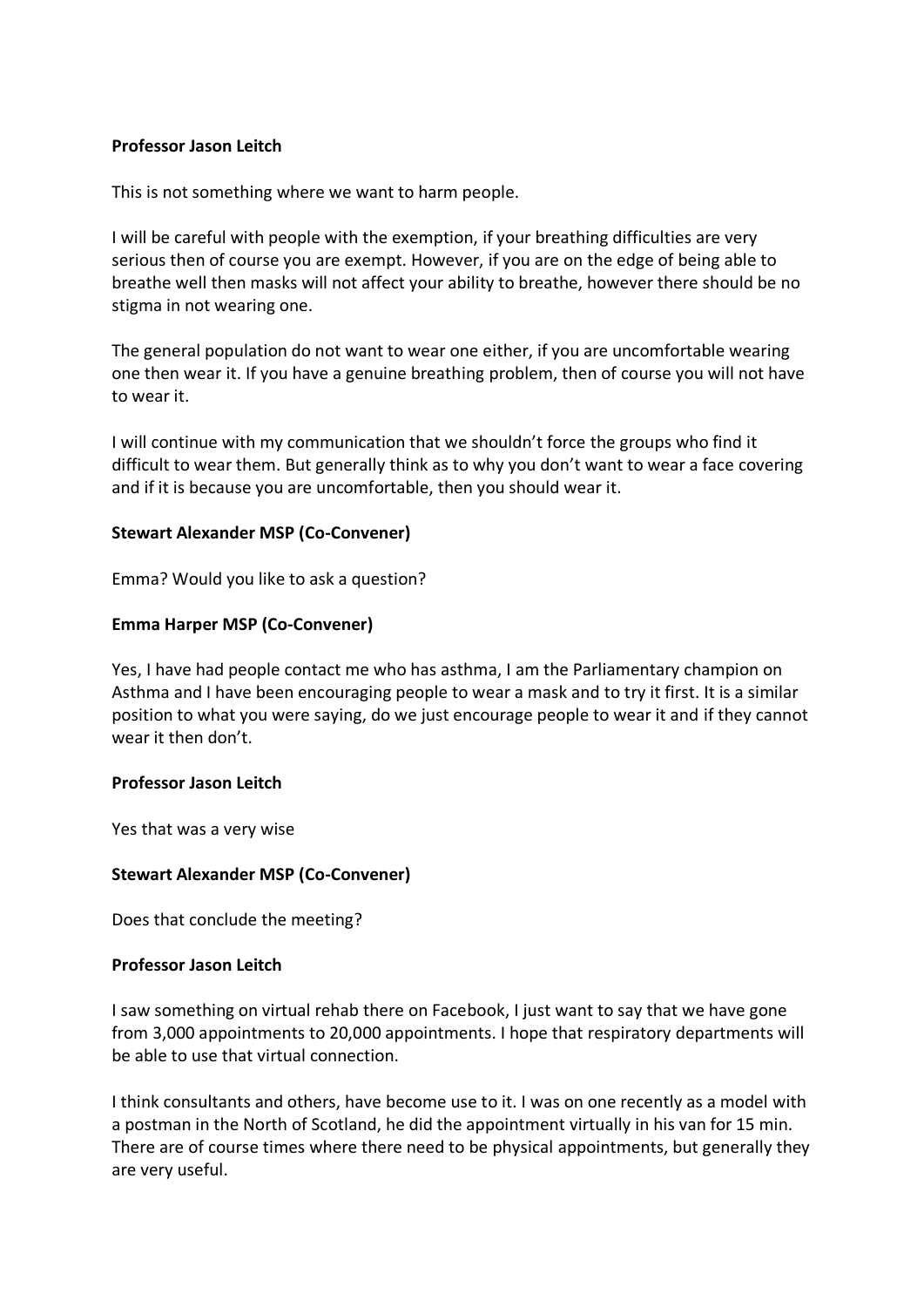**Professor Jason Leitch**

This is not something where we want to harm people.

I will be careful with people with the exemption, if your breathing difficulties are very serious then of course you are exempt. However, if you are on the edge of being able to breathe well then masks will not affect your ability to breathe, however there should be no stigma in not wearing one.

The general population do not want to wear one either, if you are uncomfortable wearing one then wear it. If you have a genuine breathing problem, then of course you will not have to wear it.

I will continue with my communication that we shouldn't force the groups who find it difficult to wear them. But generally think as to why you don't want to wear a face covering and if it is because you are uncomfortable, then you should wear it.

**Stewart Alexander MSP (Co-Convener)**

Emma? Would you like to ask a question?

**Emma Harper MSP (Co-Convener)**

Yes, I have had people contact me who has asthma, I am the Parliamentary champion on Asthma and I have been encouraging people to wear a mask and to try it first. It is a similar position to what you were saying, do we just encourage people to wear it and if they cannot wear it then don't.

**Professor Jason Leitch**

Yes that was a very wise

**Stewart Alexander MSP (Co-Convener)**

Does that conclude the meeting?

**Professor Jason Leitch**

I saw something on virtual rehab there on Facebook, I just want to say that we have gone from 3,000 appointments to 20,000 appointments. I hope that respiratory departments will be able to use that virtual connection.

I think consultants and others, have become use to it. I was on one recently as a model with a postman in the North of Scotland, he did the appointment virtually in his van for 15 min. There are of course times where there need to be physical appointments, but generally they are very useful.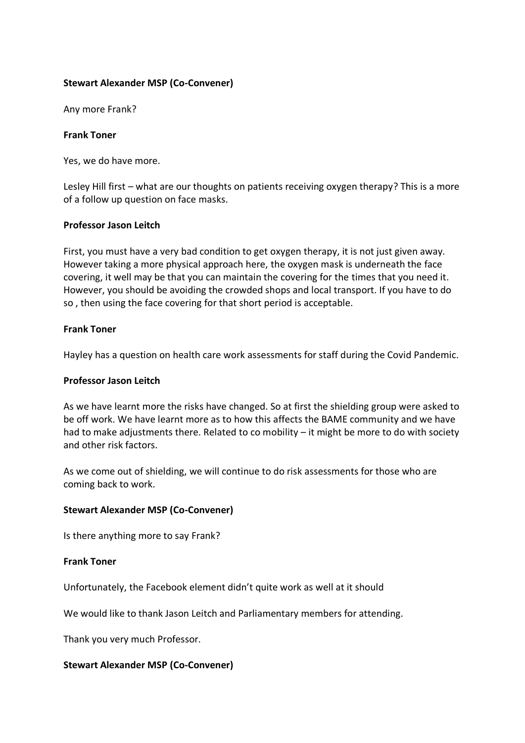**Stewart Alexander MSP (Co-Convener)**

Any more Frank?

**Frank Toner**

Yes, we do have more.

Lesley Hill first – what are our thoughts on patients receiving oxygen therapy? This is a more of a follow up question on face masks.

**Professor Jason Leitch**

First, you must have a very bad condition to get oxygen therapy, it is not just given away. However taking a more physical approach here, the oxygen mask is underneath the face covering, it well may be that you can maintain the covering for the times that you need it. However, you should be avoiding the crowded shops and local transport. If you have to do so , then using the face covering for that short period is acceptable.

**Frank Toner**

Hayley has a question on health care work assessments for staff during the Covid Pandemic.

**Professor Jason Leitch**

As we have learnt more the risks have changed. So at first the shielding group were asked to be off work. We have learnt more as to how this affects the BAME community and we have had to make adjustments there. Related to co mobility – it might be more to do with society and other risk factors.

As we come out of shielding, we will continue to do risk assessments for those who are coming back to work.

**Stewart Alexander MSP (Co-Convener)**

Is there anything more to say Frank?

**Frank Toner**

Unfortunately, the Facebook element didn't quite work as well at it should

We would like to thank Jason Leitch and Parliamentary members for attending.

Thank you very much Professor.

**Stewart Alexander MSP (Co-Convener)**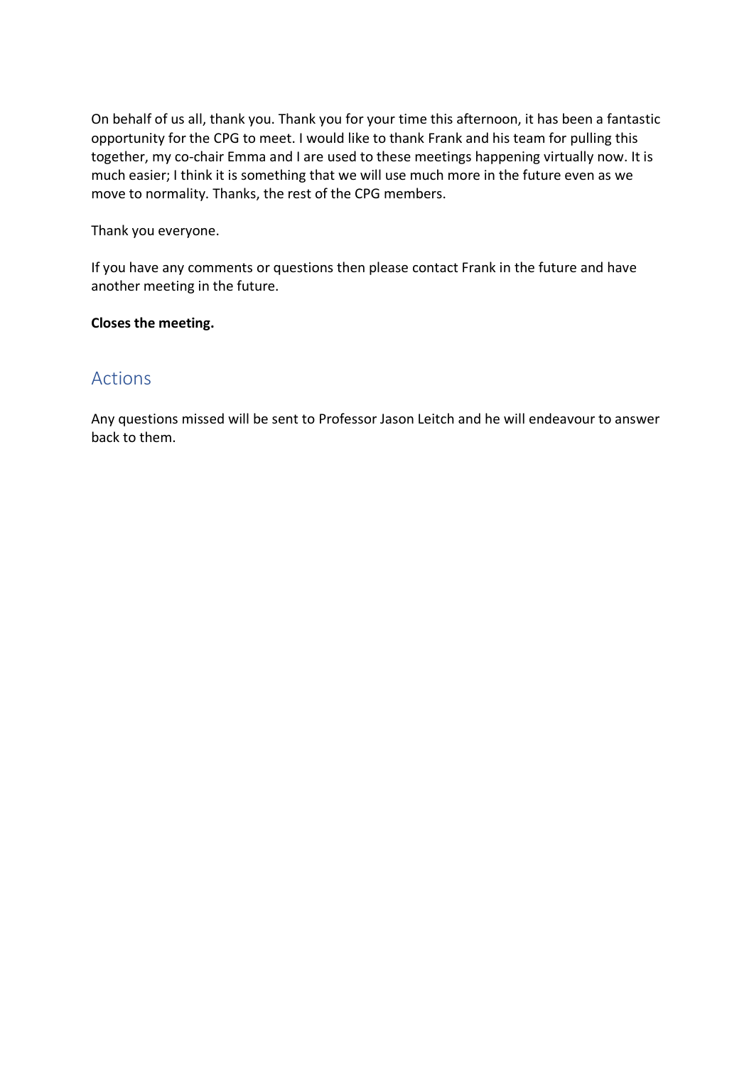On behalf of us all, thank you. Thank you for your time this afternoon, it has been a fantastic opportunity for the CPG to meet. I would like to thank Frank and his team for pulling this together, my co-chair Emma and I are used to these meetings happening virtually now. It is much easier; I think it is something that we will use much more in the future even as we move to normality. Thanks, the rest of the CPG members.

Thank you everyone.

If you have any comments or questions then please contact Frank in the future and have another meeting in the future.

**Closes the meeting.**

## Actions

Any questions missed will be sent to Professor Jason Leitch and he will endeavour to answer back to them.